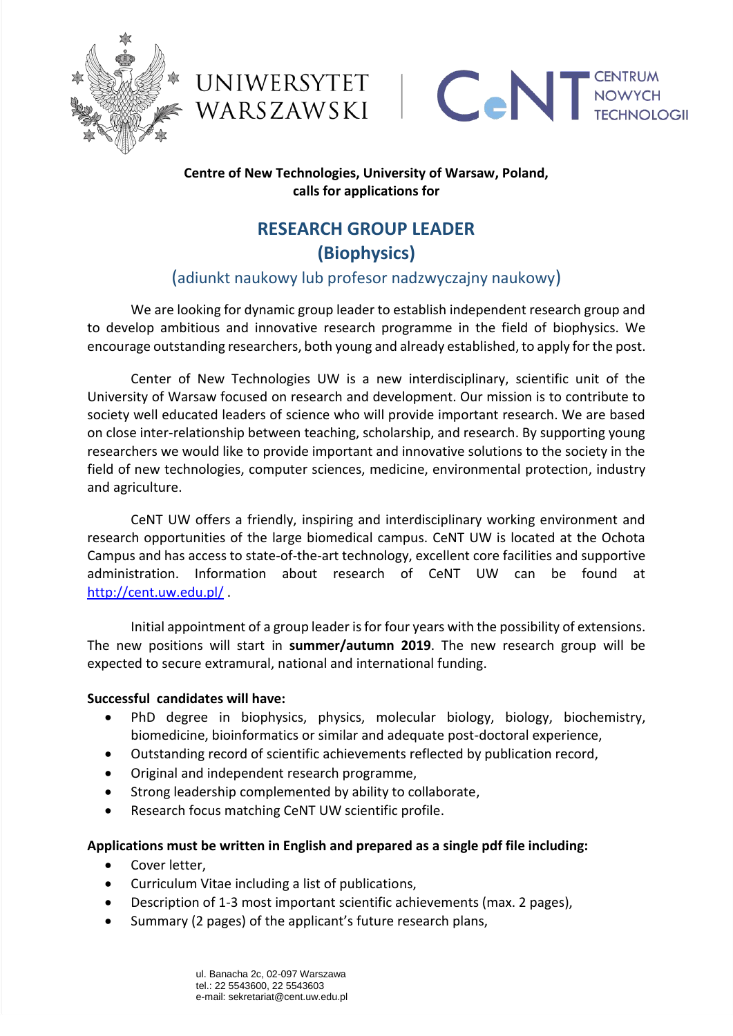**Centre of New Technologies, University of Warsaw, Poland,**
**calls for applications for**

# RESEARCH GROUP LEADER
# (Biophysics)

## (adiunkt naukowy lub profesor nadzwyczajny naukowy)

We are looking for dynamic group leader to establish independent research group and to develop ambitious and innovative research programme in the field of biophysics. We encourage outstanding researchers, both young and already established, to apply for the post.

Center of New Technologies UW is a new interdisciplinary, scientific unit of the University of Warsaw focused on research and development. Our mission is to contribute to society well educated leaders of science who will provide important research. We are based on close inter-relationship between teaching, scholarship, and research. By supporting young researchers we would like to provide important and innovative solutions to the society in the field of new technologies, computer sciences, medicine, environmental protection, industry and agriculture.

CeNT UW offers a friendly, inspiring and interdisciplinary working environment and research opportunities of the large biomedical campus. CeNT UW is located at the Ochota Campus and has access to state-of-the-art technology, excellent core facilities and supportive administration. Information about research of CeNT UW can be found at [http://cent.uw.edu.pl/](http://cent.uw.edu.pl/) .

Initial appointment of a group leader is for four years with the possibility of extensions. The new positions will start in **summer/autumn 2019**. The new research group will be expected to secure extramural, national and international funding.

**Successful candidates will have:**

- PhD degree in biophysics, physics, molecular biology, biology, biochemistry, biomedicine, bioinformatics or similar and adequate post-doctoral experience,
- Outstanding record of scientific achievements reflected by publication record,
- Original and independent research programme,
- Strong leadership complemented by ability to collaborate,
- Research focus matching CeNT UW scientific profile.

**Applications must be written in English and prepared as a single pdf file including:**

- Cover letter,
- Curriculum Vitae including a list of publications,
- Description of 1-3 most important scientific achievements (max. 2 pages),
- Summary (2 pages) of the applicant's future research plans,

ul. Banacha 2c, 02-097 Warszawa
tel.: 22 5543600, 22 5543603
e-mail: sekretariat@cent.uw.edu.pl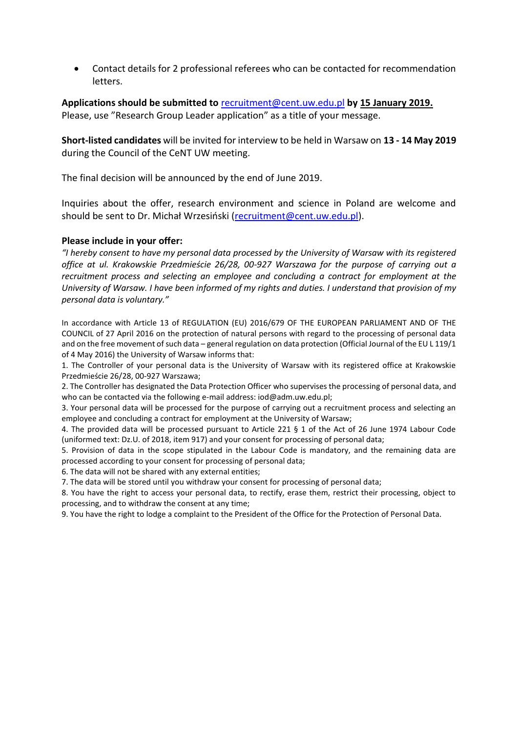- Contact details for 2 professional referees who can be contacted for recommendation letters.

**Applications should be submitted to** [recruitment@cent.uw.edu.pl](mailto:recruitment@cent.uw.edu.pl) **by <u>15 January 2019.</u>**
Please, use "Research Group Leader application" as a title of your message.

**Short-listed candidates** will be invited for interview to be held in Warsaw on **13 - 14 May 2019** during the Council of the CeNT UW meeting.

The final decision will be announced by the end of June 2019.

Inquiries about the offer, research environment and science in Poland are welcome and should be sent to Dr. Michał Wrzesiński ([recruitment@cent.uw.edu.pl](mailto:recruitment@cent.uw.edu.pl)).

**Please include in your offer:**
*"I hereby consent to have my personal data processed by the University of Warsaw with its registered office at ul. Krakowskie Przedmieście 26/28, 00-927 Warszawa for the purpose of carrying out a recruitment process and selecting an employee and concluding a contract for employment at the University of Warsaw. I have been informed of my rights and duties. I understand that provision of my personal data is voluntary."*

In accordance with Article 13 of REGULATION (EU) 2016/679 OF THE EUROPEAN PARLIAMENT AND OF THE COUNCIL of 27 April 2016 on the protection of natural persons with regard to the processing of personal data and on the free movement of such data – general regulation on data protection (Official Journal of the EU L 119/1 of 4 May 2016) the University of Warsaw informs that:

1. The Controller of your personal data is the University of Warsaw with its registered office at Krakowskie Przedmieście 26/28, 00-927 Warszawa;
2. The Controller has designated the Data Protection Officer who supervises the processing of personal data, and who can be contacted via the following e-mail address: iod@adm.uw.edu.pl;
3. Your personal data will be processed for the purpose of carrying out a recruitment process and selecting an employee and concluding a contract for employment at the University of Warsaw;
4. The provided data will be processed pursuant to Article 221 § 1 of the Act of 26 June 1974 Labour Code (uniformed text: Dz.U. of 2018, item 917) and your consent for processing of personal data;
5. Provision of data in the scope stipulated in the Labour Code is mandatory, and the remaining data are processed according to your consent for processing of personal data;
6. The data will not be shared with any external entities;
7. The data will be stored until you withdraw your consent for processing of personal data;
8. You have the right to access your personal data, to rectify, erase them, restrict their processing, object to processing, and to withdraw the consent at any time;
9. You have the right to lodge a complaint to the President of the Office for the Protection of Personal Data.